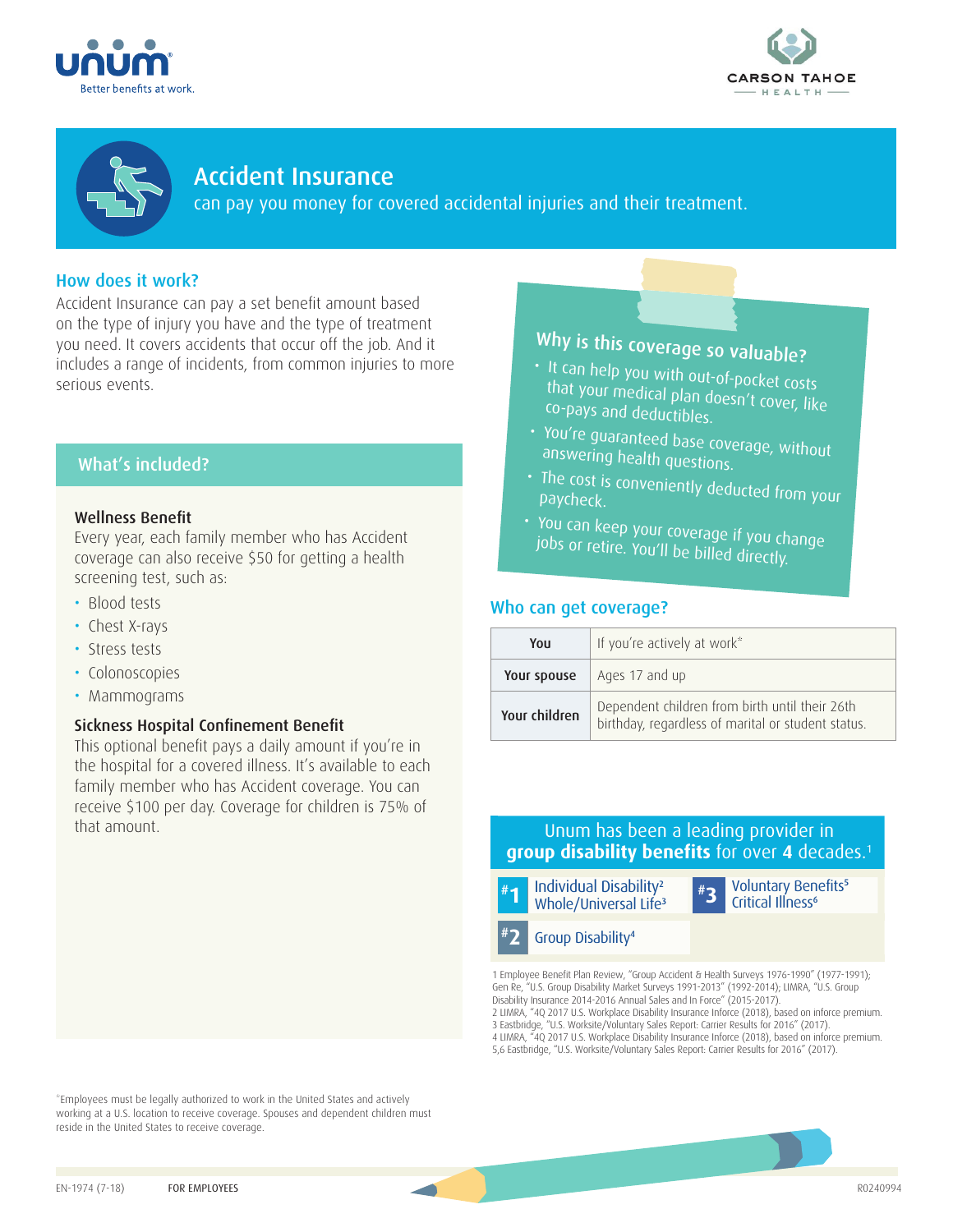unum

Better benefits at work.

CARSON TAHOE HEALTH

# Accident Insurance

can pay you money for covered accidental injuries and their treatment.

## How does it work?

Accident Insurance can pay a set benefit amount based on the type of injury you have and the type of treatment you need. It covers accidents that occur off the job. And it includes a range of incidents, from common injuries to more serious events.

## What's included?

### Wellness Benefit

Every year, each family member who has Accident coverage can also receive $50 for getting a health screening test, such as:

- Blood tests
- Chest X-rays
- Stress tests
- Colonoscopies
- Mammograms

### Sickness Hospital Confinement Benefit

This optional benefit pays a daily amount if you're in the hospital for a covered illness. It's available to each family member who has Accident coverage. You can receive $100 per day. Coverage for children is 75% of that amount.

## Why is this coverage so valuable?

- It can help you with out-of-pocket costs that your medical plan doesn't cover, like co-pays and deductibles.
- You're guaranteed base coverage, without answering health questions.
- The cost is conveniently deducted from your paycheck.
- You can keep your coverage if you change jobs or retire. You'll be billed directly.

## Who can get coverage?

| | |
|---|---|
| **You** | If you're actively at work* |
| **Your spouse** | Ages 17 and up |
| **Your children** | Dependent children from birth until their 26th birthday, regardless of marital or student status. |

Unum has been a leading provider in **group disability benefits** for over **4** decades.[1]

- **#1** Individual Disability[2] Whole/Universal Life[3]
- **#2** Group Disability[4]
- **#3** Voluntary Benefits[5] Critical Illness[6]

1 Employee Benefit Plan Review, "Group Accident & Health Surveys 1976-1990" (1977-1991); Gen Re, "U.S. Group Disability Market Surveys 1991-2013" (1992-2014); LIMRA, "U.S. Group Disability Insurance 2014-2016 Annual Sales and In Force" (2015-2017).
2 LIMRA, "4Q 2017 U.S. Workplace Disability Insurance Inforce (2018), based on inforce premium.
3 Eastbridge, "U.S. Worksite/Voluntary Sales Report: Carrier Results for 2016" (2017).
4 LIMRA, "4Q 2017 U.S. Workplace Disability Insurance Inforce (2018), based on inforce premium.
5,6 Eastbridge, "U.S. Worksite/Voluntary Sales Report: Carrier Results for 2016" (2017).

*Employees must be legally authorized to work in the United States and actively working at a U.S. location to receive coverage. Spouses and dependent children must reside in the United States to receive coverage.

EN-1974 (7-18) FOR EMPLOYEES R0240994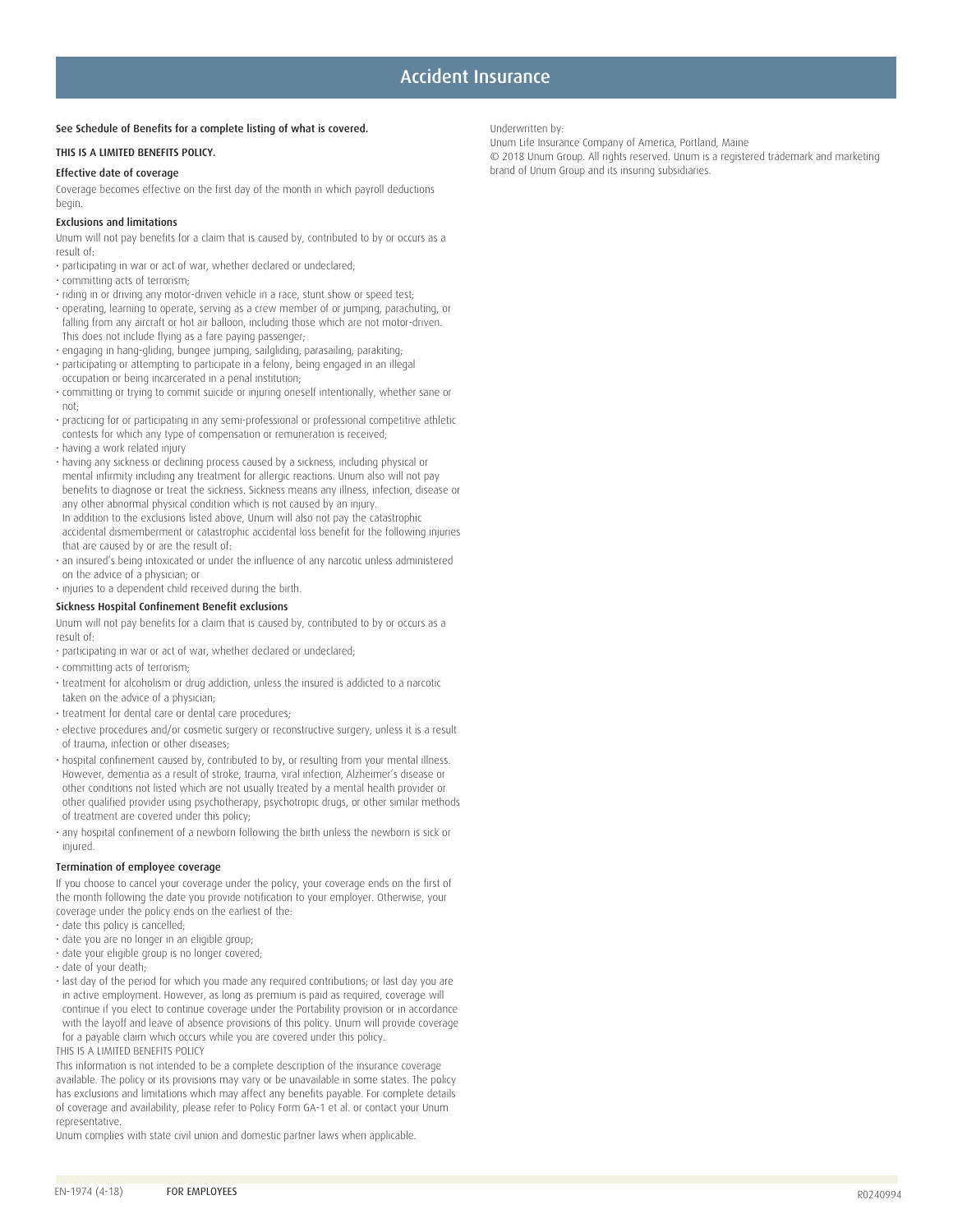# Accident Insurance

See Schedule of Benefits for a complete listing of what is covered.

THIS IS A LIMITED BENEFITS POLICY.

### Effective date of coverage

Coverage becomes effective on the first day of the month in which payroll deductions begin.

### Exclusions and limitations

Unum will not pay benefits for a claim that is caused by, contributed to by or occurs as a result of:

- participating in war or act of war, whether declared or undeclared;
- committing acts of terrorism;
- riding in or driving any motor-driven vehicle in a race, stunt show or speed test;
- operating, learning to operate, serving as a crew member of or jumping, parachuting, or falling from any aircraft or hot air balloon, including those which are not motor-driven. This does not include flying as a fare paying passenger;
- engaging in hang-gliding, bungee jumping, sailgliding, parasailing, parakiting;
- participating or attempting to participate in a felony, being engaged in an illegal occupation or being incarcerated in a penal institution;
- committing or trying to commit suicide or injuring oneself intentionally, whether sane or not;
- practicing for or participating in any semi-professional or professional competitive athletic contests for which any type of compensation or remuneration is received;
- having a work related injury
- having any sickness or declining process caused by a sickness, including physical or mental infirmity including any treatment for allergic reactions. Unum also will not pay benefits to diagnose or treat the sickness. Sickness means any illness, infection, disease or any other abnormal physical condition which is not caused by an injury.
  In addition to the exclusions listed above, Unum will also not pay the catastrophic accidental dismemberment or catastrophic accidental loss benefit for the following injuries that are caused by or are the result of:
- an insured's being intoxicated or under the influence of any narcotic unless administered on the advice of a physician; or
- injuries to a dependent child received during the birth.

### Sickness Hospital Confinement Benefit exclusions

Unum will not pay benefits for a claim that is caused by, contributed to by or occurs as a result of:

- participating in war or act of war, whether declared or undeclared;
- committing acts of terrorism;
- treatment for alcoholism or drug addiction, unless the insured is addicted to a narcotic taken on the advice of a physician;
- treatment for dental care or dental care procedures;
- elective procedures and/or cosmetic surgery or reconstructive surgery, unless it is a result of trauma, infection or other diseases;
- hospital confinement caused by, contributed to by, or resulting from your mental illness. However, dementia as a result of stroke, trauma, viral infection, Alzheimer's disease or other conditions not listed which are not usually treated by a mental health provider or other qualified provider using psychotherapy, psychotropic drugs, or other similar methods of treatment are covered under this policy;
- any hospital confinement of a newborn following the birth unless the newborn is sick or injured.

### Termination of employee coverage

If you choose to cancel your coverage under the policy, your coverage ends on the first of the month following the date you provide notification to your employer. Otherwise, your coverage under the policy ends on the earliest of the:

- date this policy is cancelled;
- date you are no longer in an eligible group;
- date your eligible group is no longer covered;
- date of your death;
- last day of the period for which you made any required contributions; or last day you are in active employment. However, as long as premium is paid as required, coverage will continue if you elect to continue coverage under the Portability provision or in accordance with the layoff and leave of absence provisions of this policy. Unum will provide coverage for a payable claim which occurs while you are covered under this policy.

THIS IS A LIMITED BENEFITS POLICY

This information is not intended to be a complete description of the insurance coverage available. The policy or its provisions may vary or be unavailable in some states. The policy has exclusions and limitations which may affect any benefits payable. For complete details of coverage and availability, please refer to Policy Form GA-1 et al. or contact your Unum representative.

Unum complies with state civil union and domestic partner laws when applicable.

Underwritten by:
Unum Life Insurance Company of America, Portland, Maine
© 2018 Unum Group. All rights reserved. Unum is a registered trademark and marketing brand of Unum Group and its insuring subsidiaries.

EN-1974 (4-18) FOR EMPLOYEES R0240994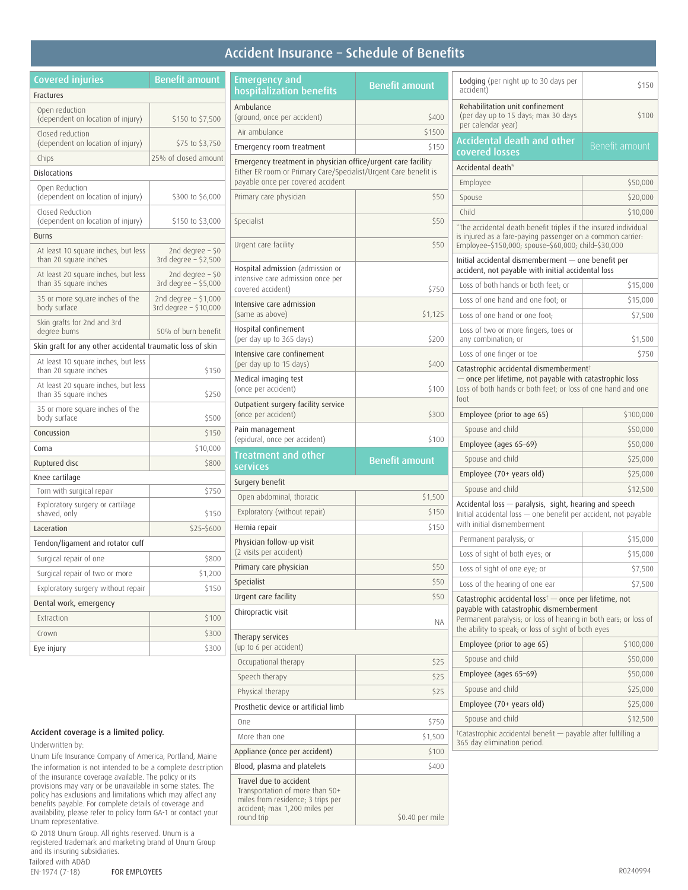# Accident Insurance – Schedule of Benefits

| Covered injuries | Benefit amount |
|---|---|
| **Fractures** | |
| Open reduction (dependent on location of injury) | $150 to $7,500 |
| Closed reduction (dependent on location of injury) | $75 to $3,750 |
| Chips | 25% of closed amount |
| **Dislocations** | |
| Open Reduction (dependent on location of injury) | $300 to $6,000 |
| Closed Reduction (dependent on location of injury) | $150 to $3,000 |
| **Burns** | |
| At least 10 square inches, but less than 20 square inches | 2nd degree – $0<br>3rd degree – $2,500 |
| At least 20 square inches, but less than 35 square inches | 2nd degree – $0<br>3rd degree – $5,000 |
| 35 or more square inches of the body surface | 2nd degree – $1,000<br>3rd degree – $10,000 |
| Skin grafts for 2nd and 3rd degree burns | 50% of burn benefit |
| **Skin graft for any other accidental traumatic loss of skin** | |
| At least 10 square inches, but less than 20 square inches | $150 |
| At least 20 square inches, but less than 35 square inches | $250 |
| 35 or more square inches of the body surface | $500 |
| Concussion | $150 |
| Coma | $10,000 |
| Ruptured disc | $800 |
| **Knee cartilage** | |
| Torn with surgical repair | $750 |
| Exploratory surgery or cartilage shaved, only | $150 |
| Laceration | $25–$600 |
| **Tendon/ligament and rotator cuff** | |
| Surgical repair of one | $800 |
| Surgical repair of two or more | $1,200 |
| Exploratory surgery without repair | $150 |
| **Dental work, emergency** | |
| Extraction | $100 |
| Crown | $300 |
| Eye injury | $300 |

| Emergency and hospitalization benefits | Benefit amount |
|---|---|
| Ambulance (ground, once per accident) | $400 |
| Air ambulance | $1500 |
| Emergency room treatment | $150 |
| Emergency treatment in physician office/urgent care facility<br>Either ER room or Primary Care/Specialist/Urgent Care benefit is payable once per covered accident | |
| Primary care physician | $50 |
| Specialist | $50 |
| Urgent care facility | $50 |
| Hospital admission (admission or intensive care admission once per covered accident) | $750 |
| Intensive care admission (same as above) | $1,125 |
| Hospital confinement (per day up to 365 days) | $200 |
| Intensive care confinement (per day up to 15 days) | $400 |
| Medical imaging test (once per accident) | $100 |
| Outpatient surgery facility service (once per accident) | $300 |
| Pain management (epidural, once per accident) | $100 |

| Treatment and other services | Benefit amount |
|---|---|
| **Surgery benefit** | |
| Open abdominal, thoracic | $1,500 |
| Exploratory (without repair) | $150 |
| Hernia repair | $150 |
| Physician follow-up visit (2 visits per accident) | |
| Primary care physician | $50 |
| Specialist | $50 |
| Urgent care facility | $50 |
| Chiropractic visit | NA |
| Therapy services (up to 6 per accident) | |
| Occupational therapy | $25 |
| Speech therapy | $25 |
| Physical therapy | $25 |
| **Prosthetic device or artificial limb** | |
| One | $750 |
| More than one | $1,500 |
| Appliance (once per accident) | $100 |
| Blood, plasma and platelets | $400 |
| Travel due to accident<br>Transportation of more than 50+ miles from residence; 3 trips per accident; max 1,200 miles per round trip | $0.40 per mile |
| Lodging (per night up to 30 days per accident) | $150 |
| Rehabilitation unit confinement (per day up to 15 days; max 30 days per calendar year) | $100 |

| Accidental death and other covered losses | Benefit amount |
|---|---|
| **Accidental death*** | |
| Employee | $50,000 |
| Spouse | $20,000 |
| Child | $10,000 |
| *The accidental death benefit triples if the insured individual is injured as a fare-paying passenger on a common carrier: Employee–$150,000; spouse–$60,000; child–$30,000 | |
| **Initial accidental dismemberment — one benefit per accident, not payable with initial accidental loss** | |
| Loss of both hands or both feet; or | $15,000 |
| Loss of one hand and one foot; or | $15,000 |
| Loss of one hand or one foot; | $7,500 |
| Loss of two or more fingers, toes or any combination; or | $1,500 |
| Loss of one finger or toe | $750 |
| **Catastrophic accidental dismemberment† — once per lifetime, not payable with catastrophic loss**<br>Loss of both hands or both feet; or loss of one hand and one foot | |
| Employee (prior to age 65) | $100,000 |
| Spouse and child | $50,000 |
| Employee (ages 65–69) | $50,000 |
| Spouse and child | $25,000 |
| Employee (70+ years old) | $25,000 |
| Spouse and child | $12,500 |
| **Accidental loss — paralysis, sight, hearing and speech**<br>Initial accidental loss — one benefit per accident, not payable with initial dismemberment | |
| Permanent paralysis; or | $15,000 |
| Loss of sight of both eyes; or | $15,000 |
| Loss of sight of one eye; or | $7,500 |
| Loss of the hearing of one ear | $7,500 |
| **Catastrophic accidental loss† — once per lifetime, not payable with catastrophic dismemberment**<br>Permanent paralysis; or loss of hearing in both ears; or loss of the ability to speak; or loss of sight of both eyes | |
| Employee (prior to age 65) | $100,000 |
| Spouse and child | $50,000 |
| Employee (ages 65–69) | $50,000 |
| Spouse and child | $25,000 |
| Employee (70+ years old) | $25,000 |
| Spouse and child | $12,500 |
| †Catastrophic accidental benefit — payable after fulfilling a 365 day elimination period. | |

**Accident coverage is a limited policy.**

Underwritten by:

Unum Life Insurance Company of America, Portland, Maine

The information is not intended to be a complete description of the insurance coverage available. The policy or its provisions may vary or be unavailable in some states. The policy has exclusions and limitations which may affect any benefits payable. For complete details of coverage and availability, please refer to policy form GA-1 or contact your Unum representative.

© 2018 Unum Group. All rights reserved. Unum is a registered trademark and marketing brand of Unum Group and its insuring subsidiaries.

Tailored with AD&D

EN-1974 (7-18) FOR EMPLOYEES

R0240994